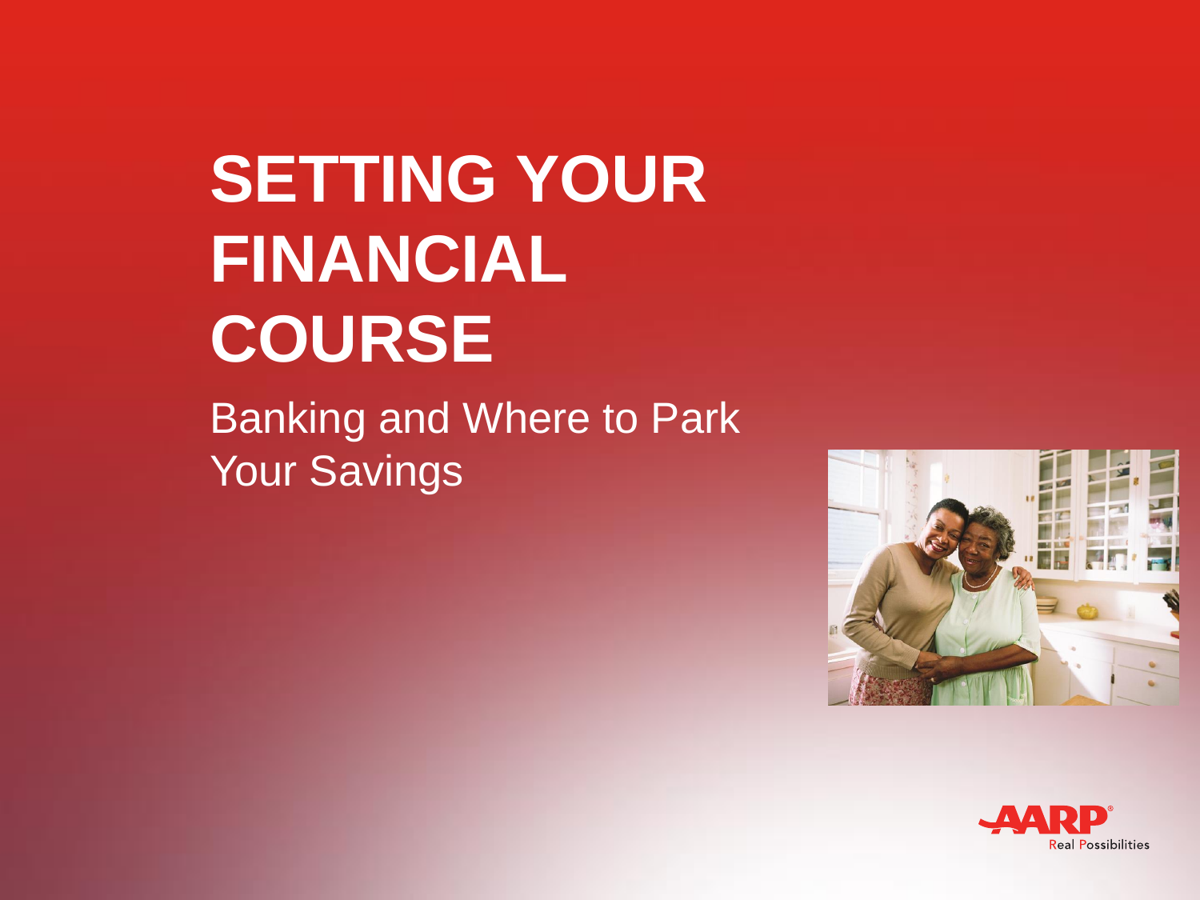# SETTING YOUR FINANCIAL COURSE

Banking and Where to Park Your Savings

AARP Real Possibilities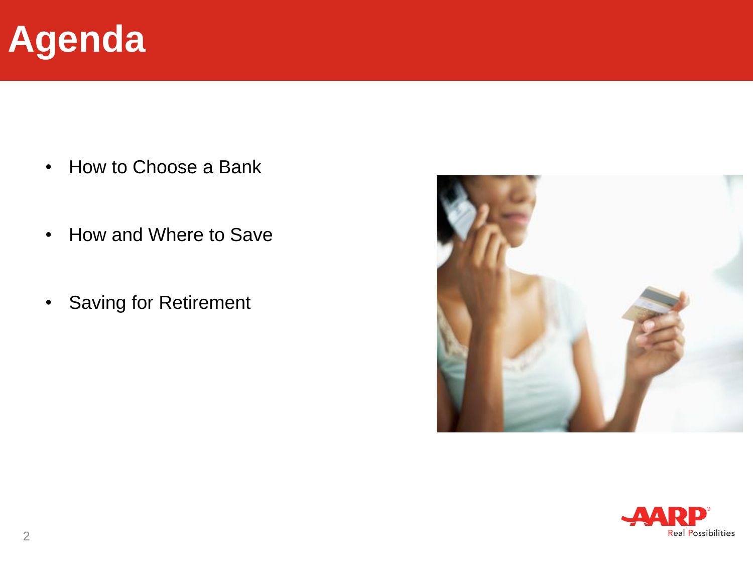# Agenda

- How to Choose a Bank
- How and Where to Save
- Saving for Retirement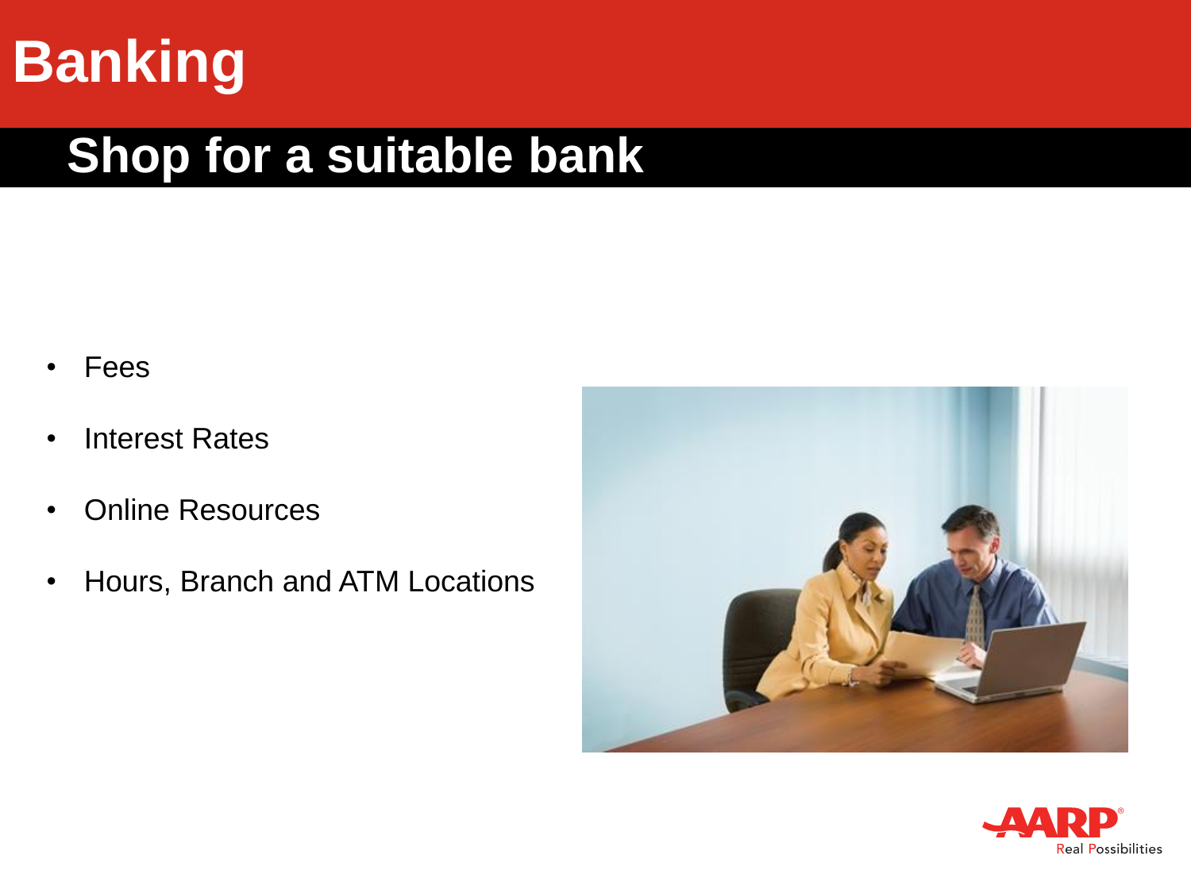# Banking

## Shop for a suitable bank

- Fees
- Interest Rates
- Online Resources
- Hours, Branch and ATM Locations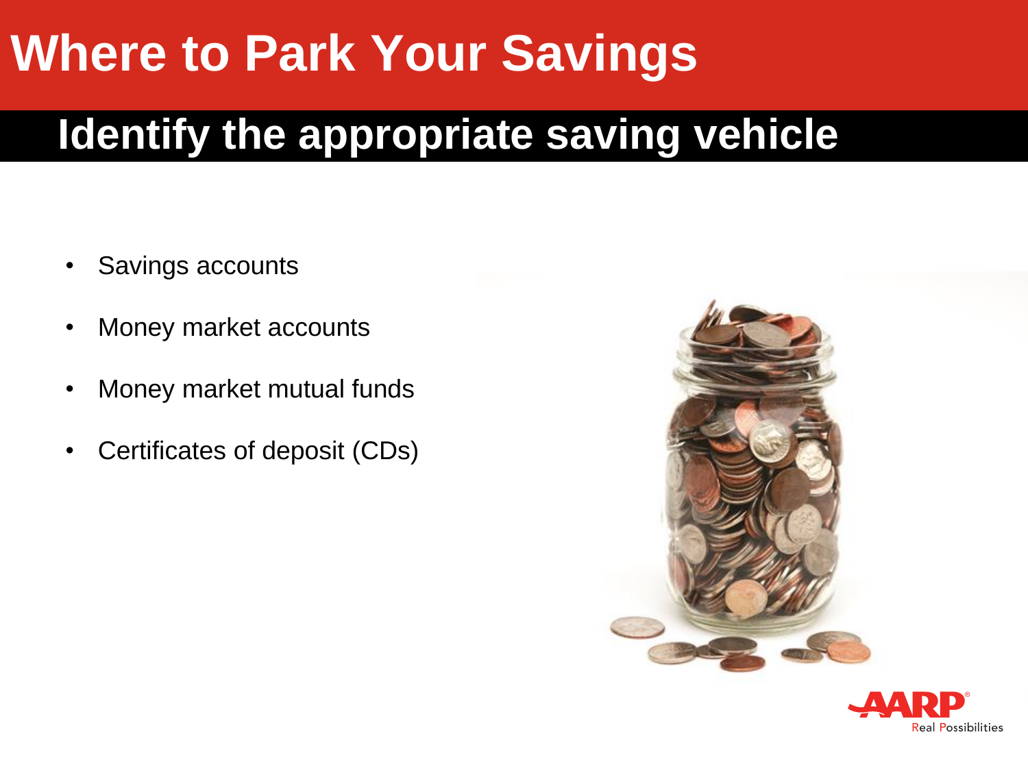# Where to Park Your Savings

## Identify the appropriate saving vehicle

- Savings accounts
- Money market accounts
- Money market mutual funds
- Certificates of deposit (CDs)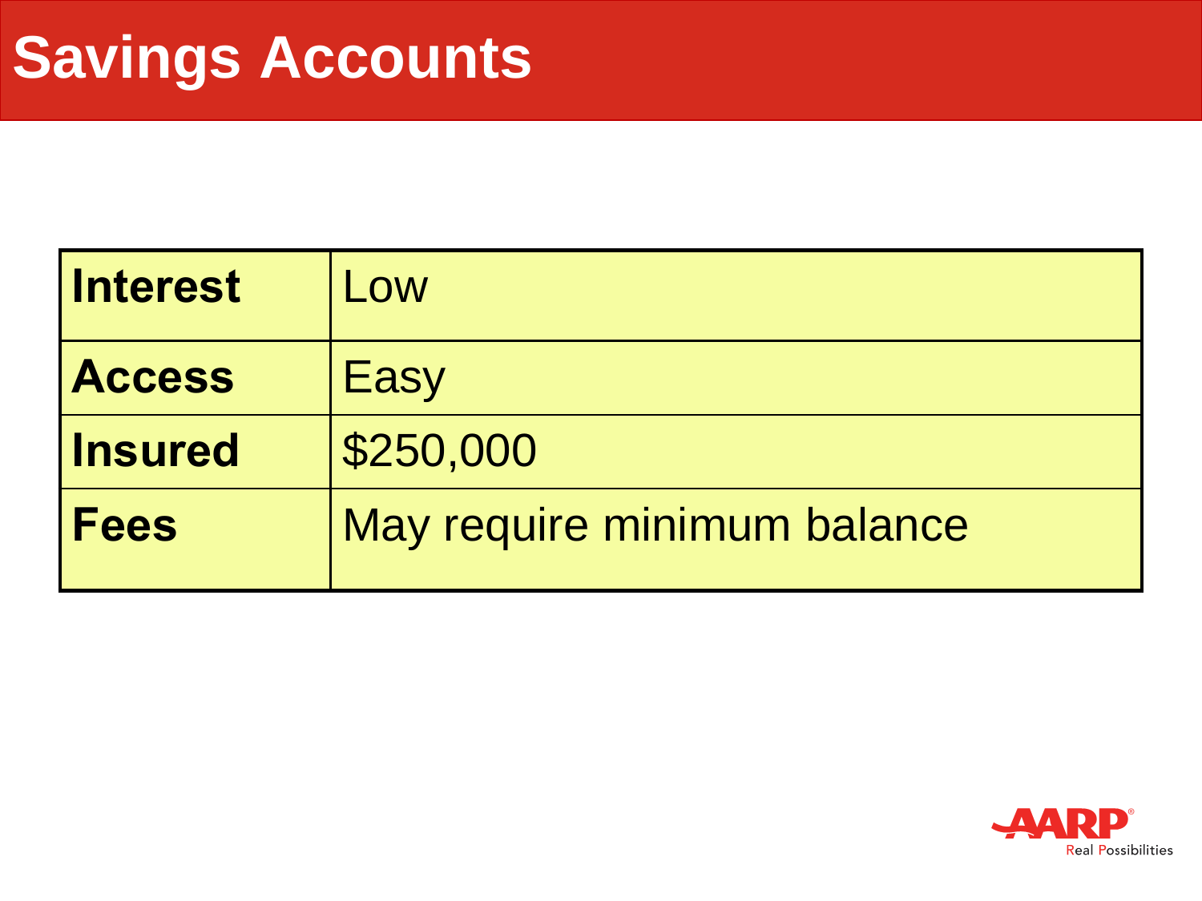# Savings Accounts

| | |
|---|---|
| **Interest** | Low |
| **Access** | Easy |
| **Insured** | $250,000 |
| **Fees** | May require minimum balance |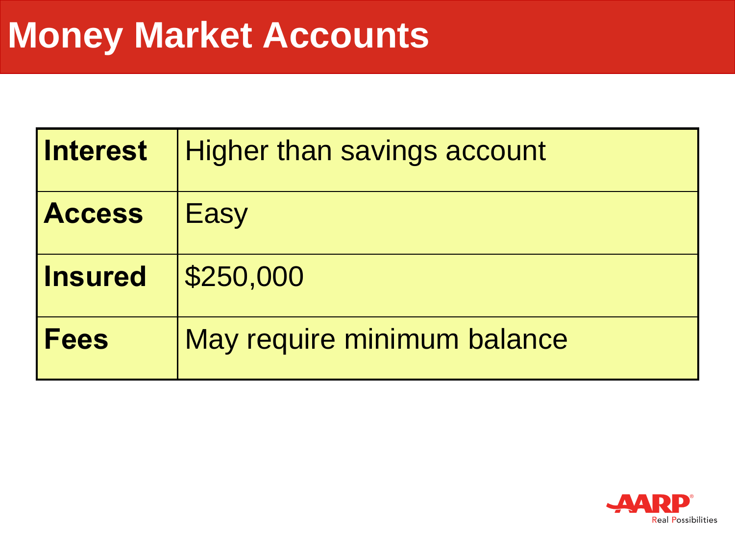# Money Market Accounts

| | |
|---|---|
| **Interest** | Higher than savings account |
| **Access** | Easy |
| **Insured** | $250,000 |
| **Fees** | May require minimum balance |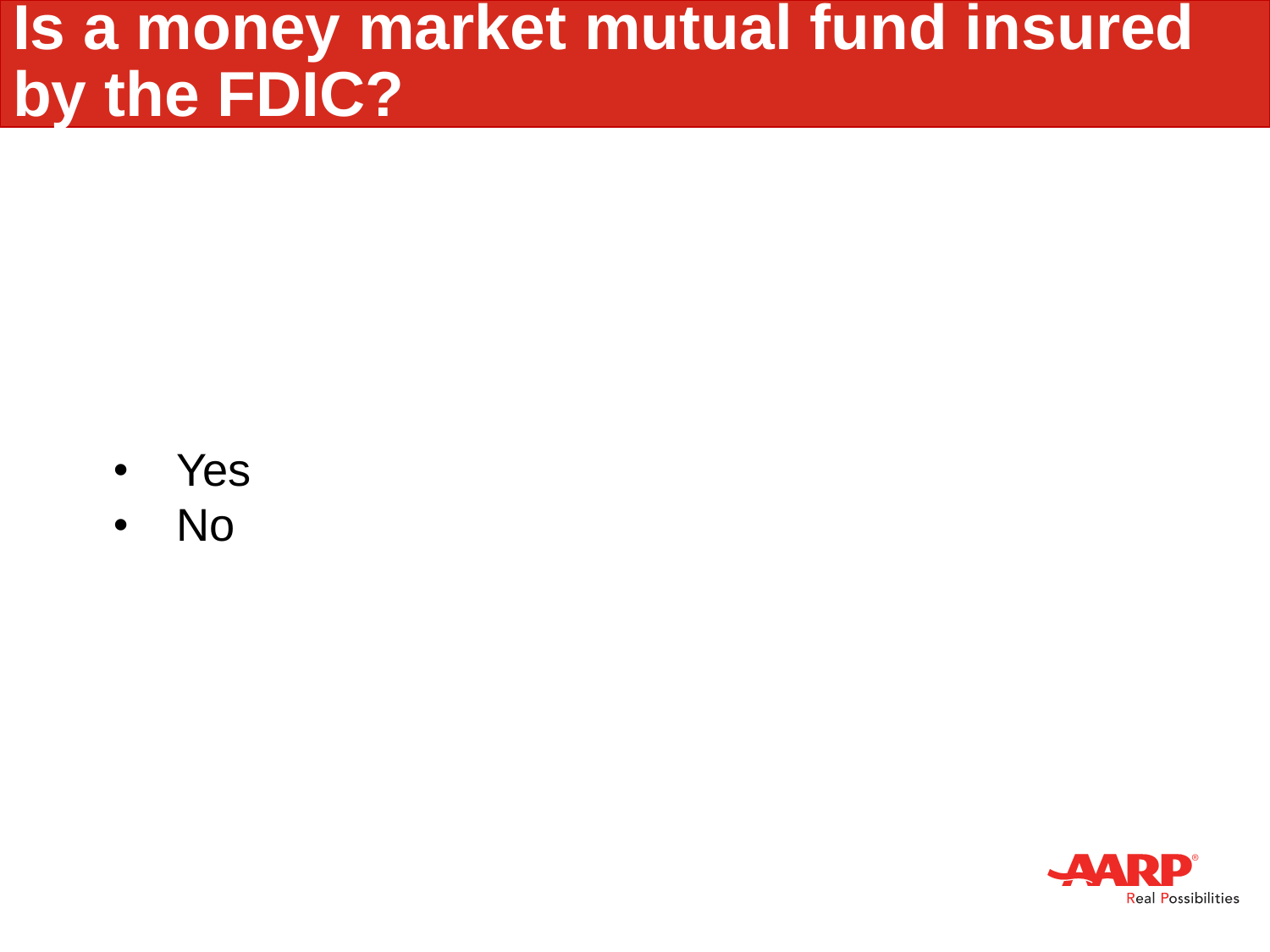# Is a money market mutual fund insured by the FDIC?

- Yes
- No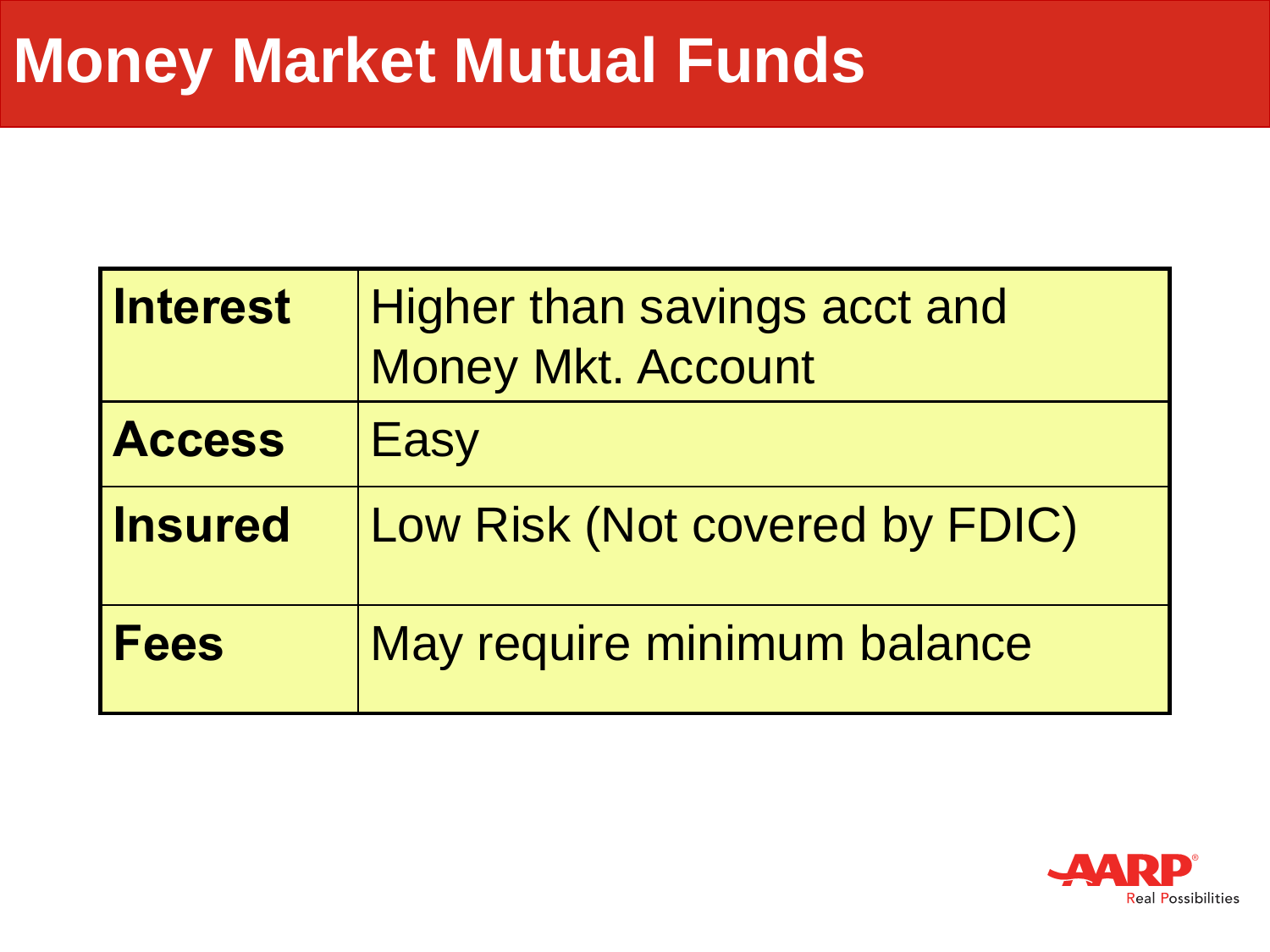# Money Market Mutual Funds

| | |
|---|---|
| **Interest** | Higher than savings acct and Money Mkt. Account |
| **Access** | Easy |
| **Insured** | Low Risk (Not covered by FDIC) |
| **Fees** | May require minimum balance |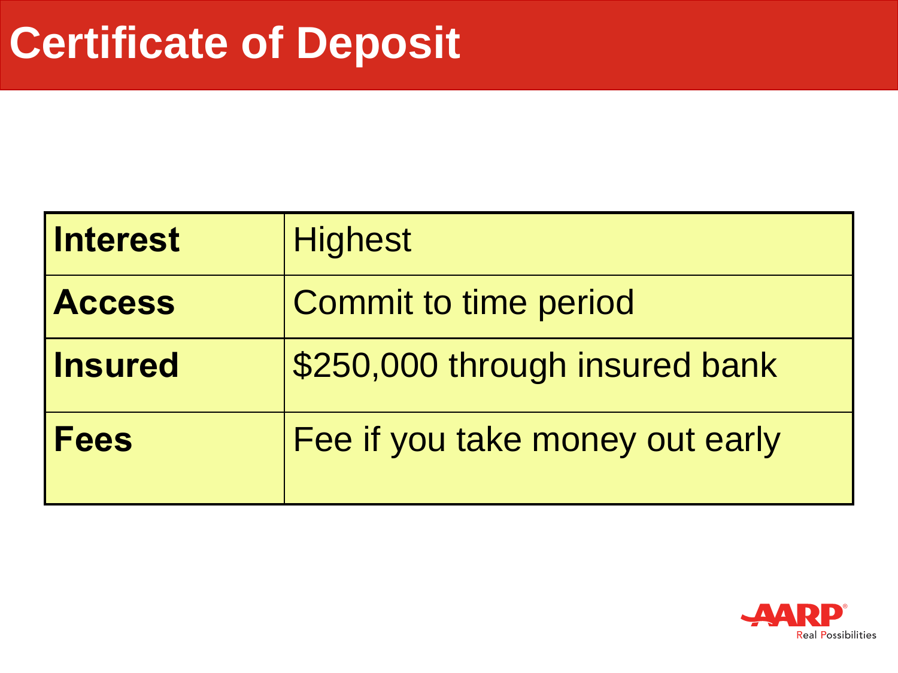# Certificate of Deposit

| | |
|---|---|
| **Interest** | Highest |
| **Access** | Commit to time period |
| **Insured** | $250,000 through insured bank |
| **Fees** | Fee if you take money out early |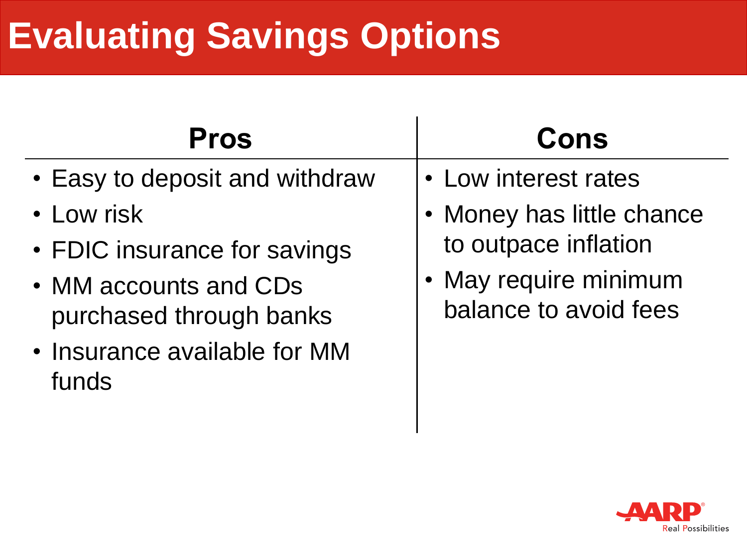# Evaluating Savings Options

| Pros | Cons |
| --- | --- |
| • Easy to deposit and withdraw<br>• Low risk<br>• FDIC insurance for savings<br>• MM accounts and CDs purchased through banks<br>• Insurance available for MM funds | • Low interest rates<br>• Money has little chance to outpace inflation<br>• May require minimum balance to avoid fees |

AARP® Real Possibilities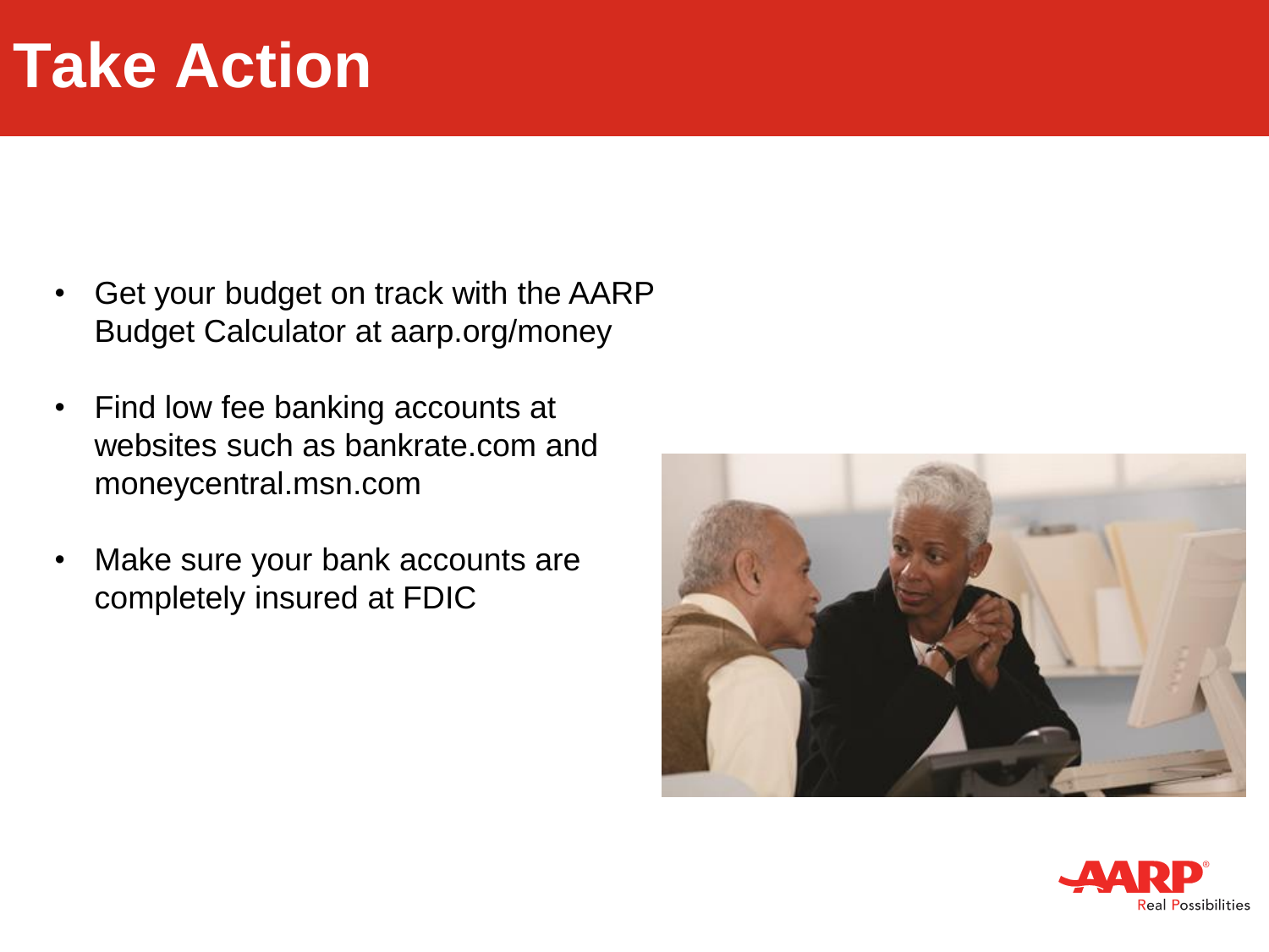# Take Action

- Get your budget on track with the AARP Budget Calculator at aarp.org/money
- Find low fee banking accounts at websites such as bankrate.com and moneycentral.msn.com
- Make sure your bank accounts are completely insured at FDIC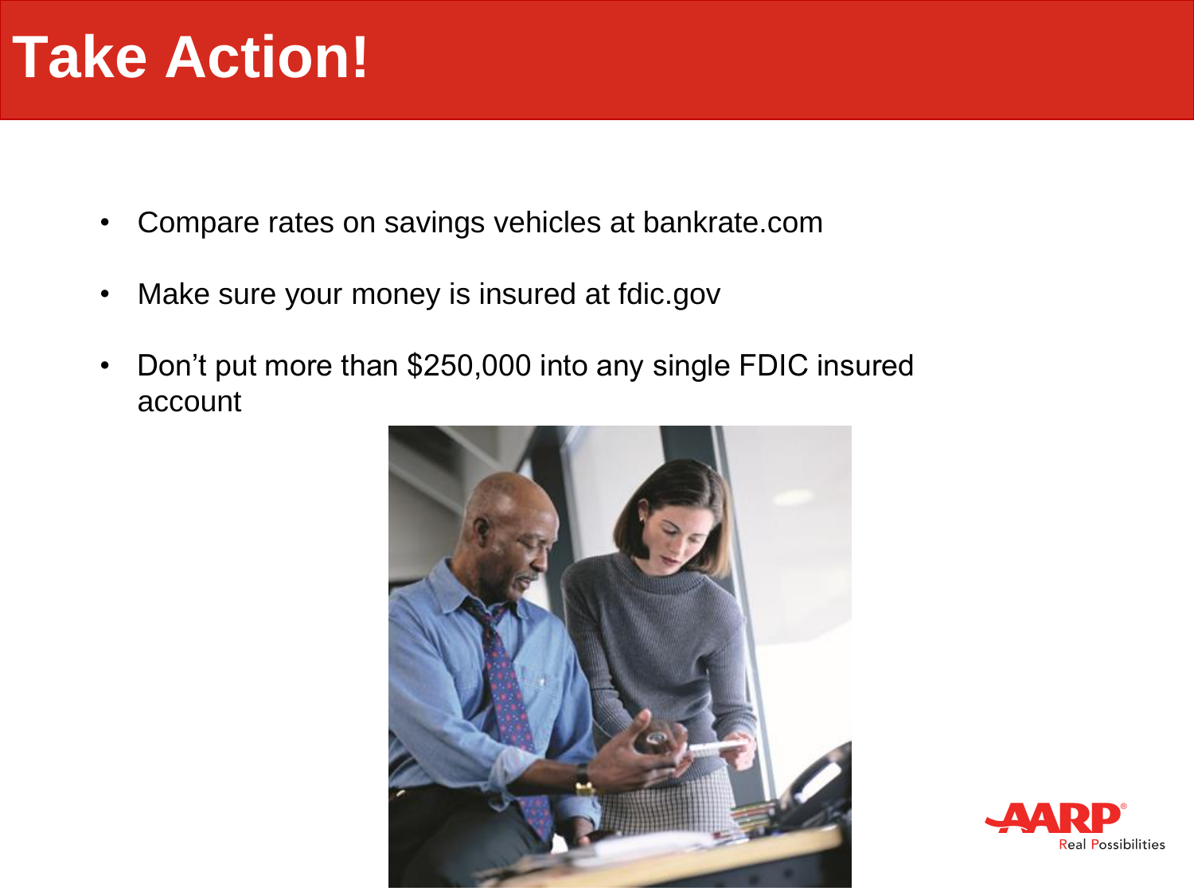# Take Action!

- Compare rates on savings vehicles at bankrate.com
- Make sure your money is insured at fdic.gov
- Don't put more than $250,000 into any single FDIC insured account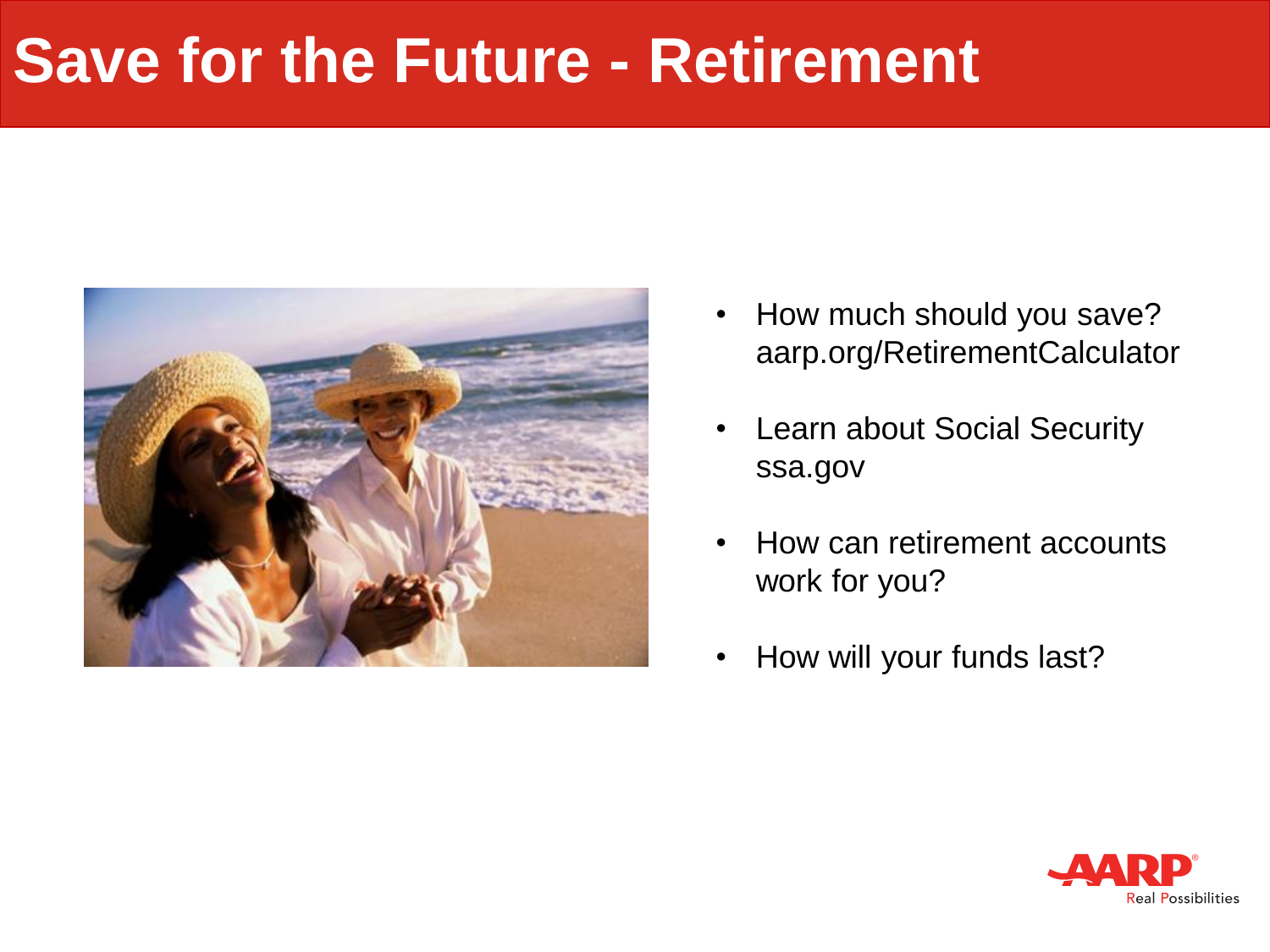# Save for the Future - Retirement

- How much should you save? aarp.org/RetirementCalculator
- Learn about Social Security ssa.gov
- How can retirement accounts work for you?
- How will your funds last?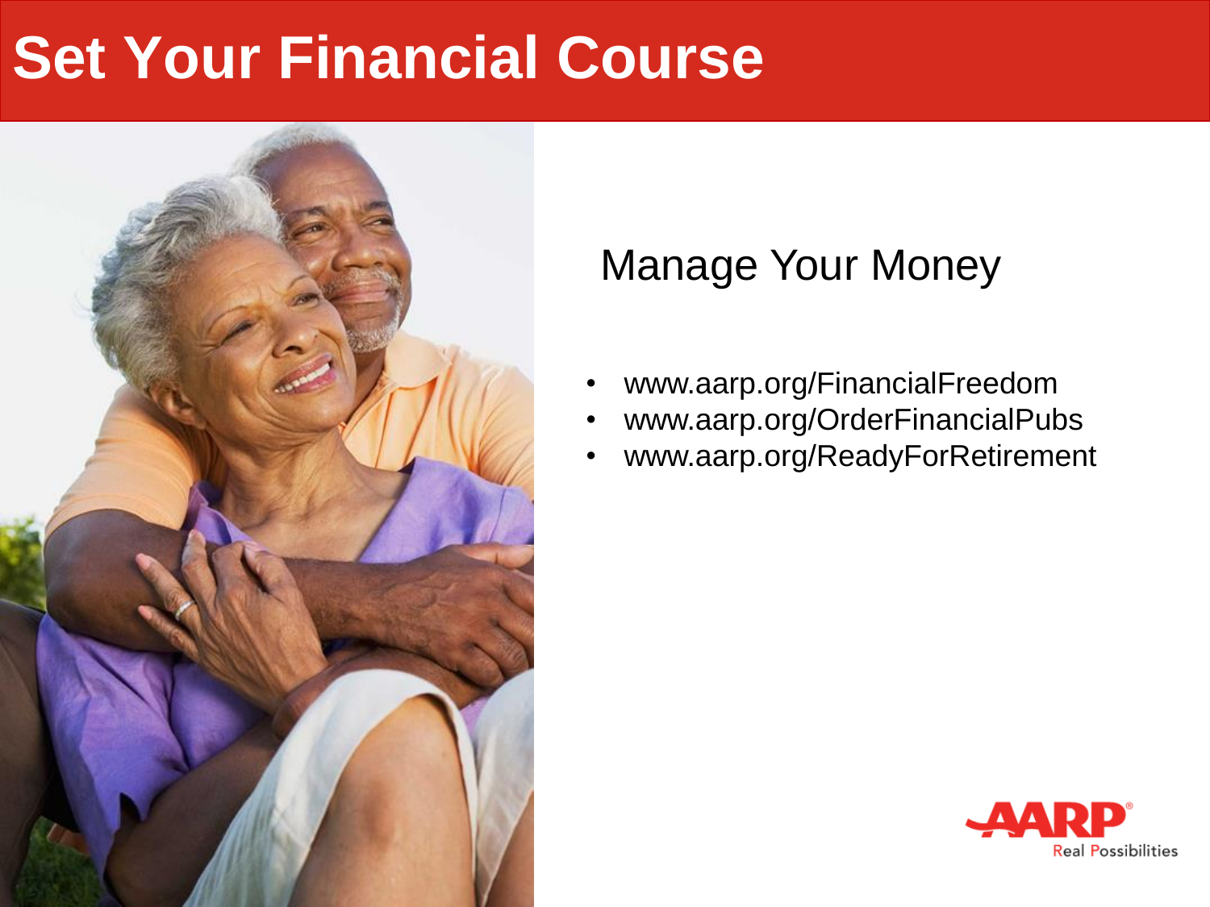# Set Your Financial Course

## Manage Your Money

- www.aarp.org/FinancialFreedom
- www.aarp.org/OrderFinancialPubs
- www.aarp.org/ReadyForRetirement